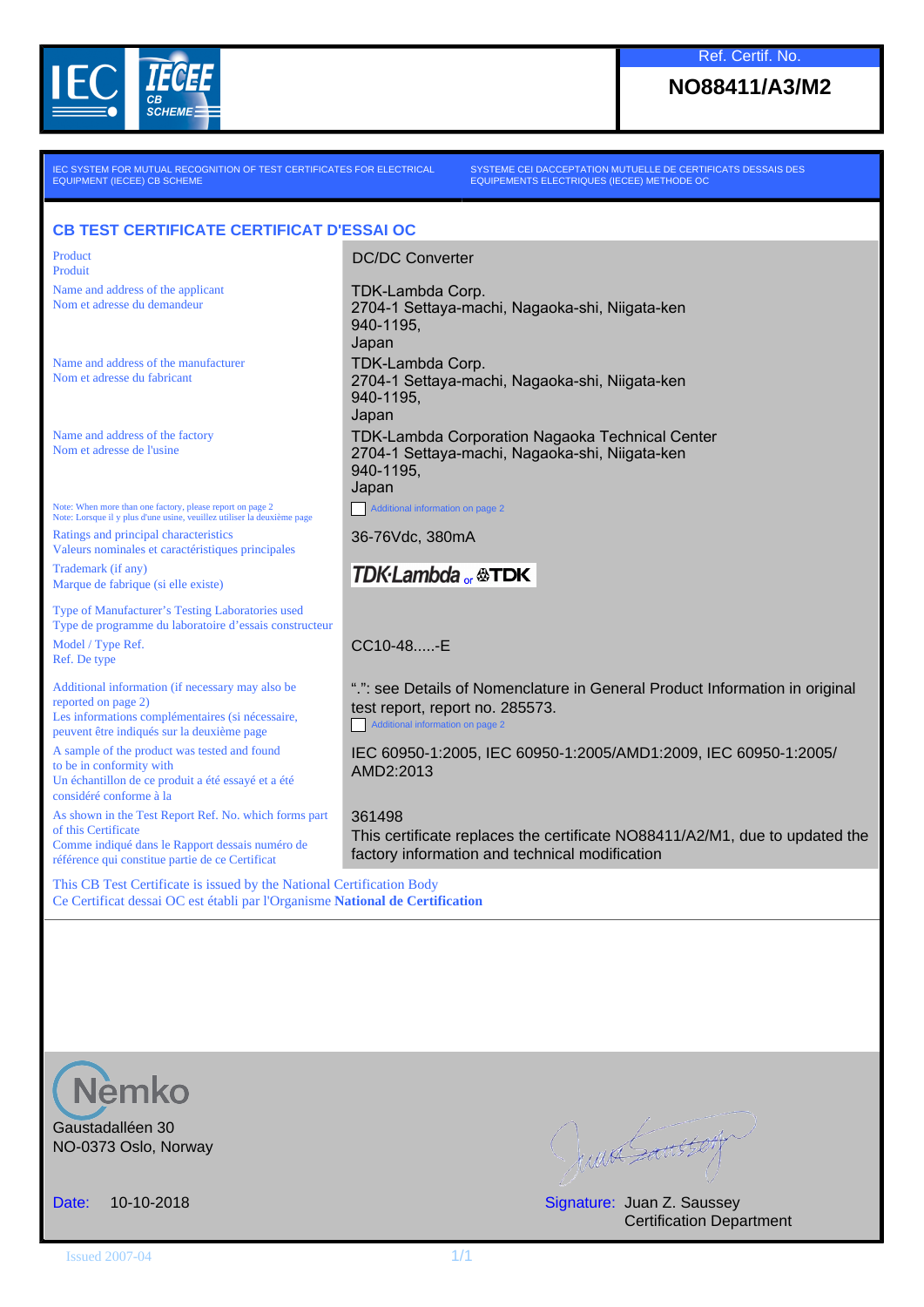Ref. Certif. No.

**NO88411/A3/M2**

IEC SYSTEM FOR MUTUAL RECOGNITION OF TEST CERTIFICATES FOR ELECTRICAL EQUIPMENT (IECEE) CB SCHEME

SYSTEME CEI DACCEPTATION MUTUELLE DE CERTIFICATS DESSAIS DES EQUIPEMENTS ELECTRIQUES (IECEE) METHODE OC

## CB TEST CERTIFICATE CERTIFICAT D'ESSAI OC

| | |
|---|---|
| Product<br>Produit | DC/DC Converter |
| Name and address of the applicant<br>Nom et adresse du demandeur | TDK-Lambda Corp.<br>2704-1 Settaya-machi, Nagaoka-shi, Niigata-ken<br>940-1195,<br>Japan |
| Name and address of the manufacturer<br>Nom et adresse du fabricant | TDK-Lambda Corp.<br>2704-1 Settaya-machi, Nagaoka-shi, Niigata-ken<br>940-1195,<br>Japan |
| Name and address of the factory<br>Nom et adresse de l'usine | TDK-Lambda Corporation Nagaoka Technical Center<br>2704-1 Settaya-machi, Nagaoka-shi, Niigata-ken<br>940-1195,<br>Japan |
| Note: When more than one factory, please report on page 2<br>Note: Lorsque il y plus d'une usine, veuillez utiliser la deuxième page | ☐ Additional information on page 2 |
| Ratings and principal characteristics<br>Valeurs nominales et caractéristiques principales | 36-76Vdc, 380mA |
| Trademark (if any)<br>Marque de fabrique (si elle existe) | TDK·Lambda or TDK |
| Type of Manufacturer's Testing Laboratories used<br>Type de programme du laboratoire d'essais constructeur | |
| Model / Type Ref.<br>Ref. De type | CC10-48.....-E |
| Additional information (if necessary may also be reported on page 2)<br>Les informations complémentaires (si nécessaire, peuvent être indiqués sur la deuxième page | ".": see Details of Nomenclature in General Product Information in original test report, report no. 285573.<br>☐ Additional information on page 2 |
| A sample of the product was tested and found to be in conformity with<br>Un échantillon de ce produit a été essayé et a été considéré conforme à la | IEC 60950-1:2005, IEC 60950-1:2005/AMD1:2009, IEC 60950-1:2005/AMD2:2013 |
| As shown in the Test Report Ref. No. which forms part of this Certificate<br>Comme indiqué dans le Rapport dessais numéro de référence qui constitue partie de ce Certificat | 361498<br>This certificate replaces the certificate NO88411/A2/M1, due to updated the factory information and technical modification |

This CB Test Certificate is issued by the National Certification Body
Ce Certificat dessai OC est établi par l'Organisme **National de Certification**

Nemko
Gaustadalléen 30
NO-0373 Oslo, Norway

Date: 10-10-2018

Signature: Juan Z. Saussey
Certification Department

Issued 2007-04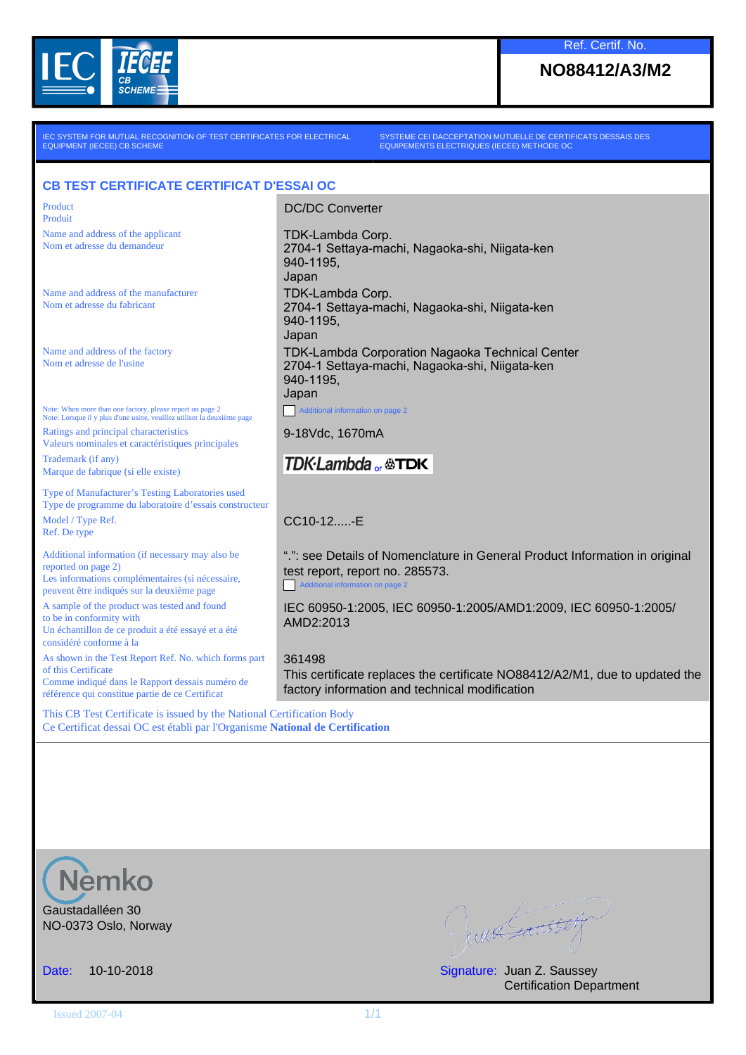**Ref. Certif. No.**

**NO88412/A3/M2**

IEC SYSTEM FOR MUTUAL RECOGNITION OF TEST CERTIFICATES FOR ELECTRICAL EQUIPMENT (IECEE) CB SCHEME

SYSTEME CEI DACCEPTATION MUTUELLE DE CERTIFICATS DESSAIS DES EQUIPEMENTS ELECTRIQUES (IECEE) METHODE OC

## CB TEST CERTIFICATE CERTIFICAT D'ESSAI OC

| | |
|---|---|
| Product<br>Produit | DC/DC Converter |
| Name and address of the applicant<br>Nom et adresse du demandeur | TDK-Lambda Corp.<br>2704-1 Settaya-machi, Nagaoka-shi, Niigata-ken<br>940-1195,<br>Japan |
| Name and address of the manufacturer<br>Nom et adresse du fabricant | TDK-Lambda Corp.<br>2704-1 Settaya-machi, Nagaoka-shi, Niigata-ken<br>940-1195,<br>Japan |
| Name and address of the factory<br>Nom et adresse de l'usine | TDK-Lambda Corporation Nagaoka Technical Center<br>2704-1 Settaya-machi, Nagaoka-shi, Niigata-ken<br>940-1195,<br>Japan |
| Note: When more than one factory, please report on page 2<br>Note: Lorsque il y plus d'une usine, veuillez utiliser la deuxième page | ☐ Additional information on page 2 |
| Ratings and principal characteristics<br>Valeurs nominales et caractéristiques principales | 9-18Vdc, 1670mA |
| Trademark (if any)<br>Marque de fabrique (si elle existe) | TDK·Lambda or TDK |
| Type of Manufacturer's Testing Laboratories used<br>Type de programme du laboratoire d'essais constructeur | |
| Model / Type Ref.<br>Ref. De type | CC10-12.....-E |
| Additional information (if necessary may also be reported on page 2)<br>Les informations complémentaires (si nécessaire, peuvent être indiqués sur la deuxième page | ".": see Details of Nomenclature in General Product Information in original test report, report no. 285573.<br>☐ Additional information on page 2 |
| A sample of the product was tested and found to be in conformity with<br>Un échantillon de ce produit a été essayé et a été considéré conforme à la | IEC 60950-1:2005, IEC 60950-1:2005/AMD1:2009, IEC 60950-1:2005/AMD2:2013 |
| As shown in the Test Report Ref. No. which forms part of this Certificate<br>Comme indiqué dans le Rapport dessais numéro de référence qui constitue partie de ce Certificat | 361498<br>This certificate replaces the certificate NO88412/A2/M1, due to updated the factory information and technical modification |

This CB Test Certificate is issued by the National Certification Body
Ce Certificat dessai OC est établi par l'Organisme **National de Certification**

Nemko
Gaustadalléen 30
NO-0373 Oslo, Norway

Date: 10-10-2018

Signature: Juan Z. Saussey
Certification Department

Issued 2007-04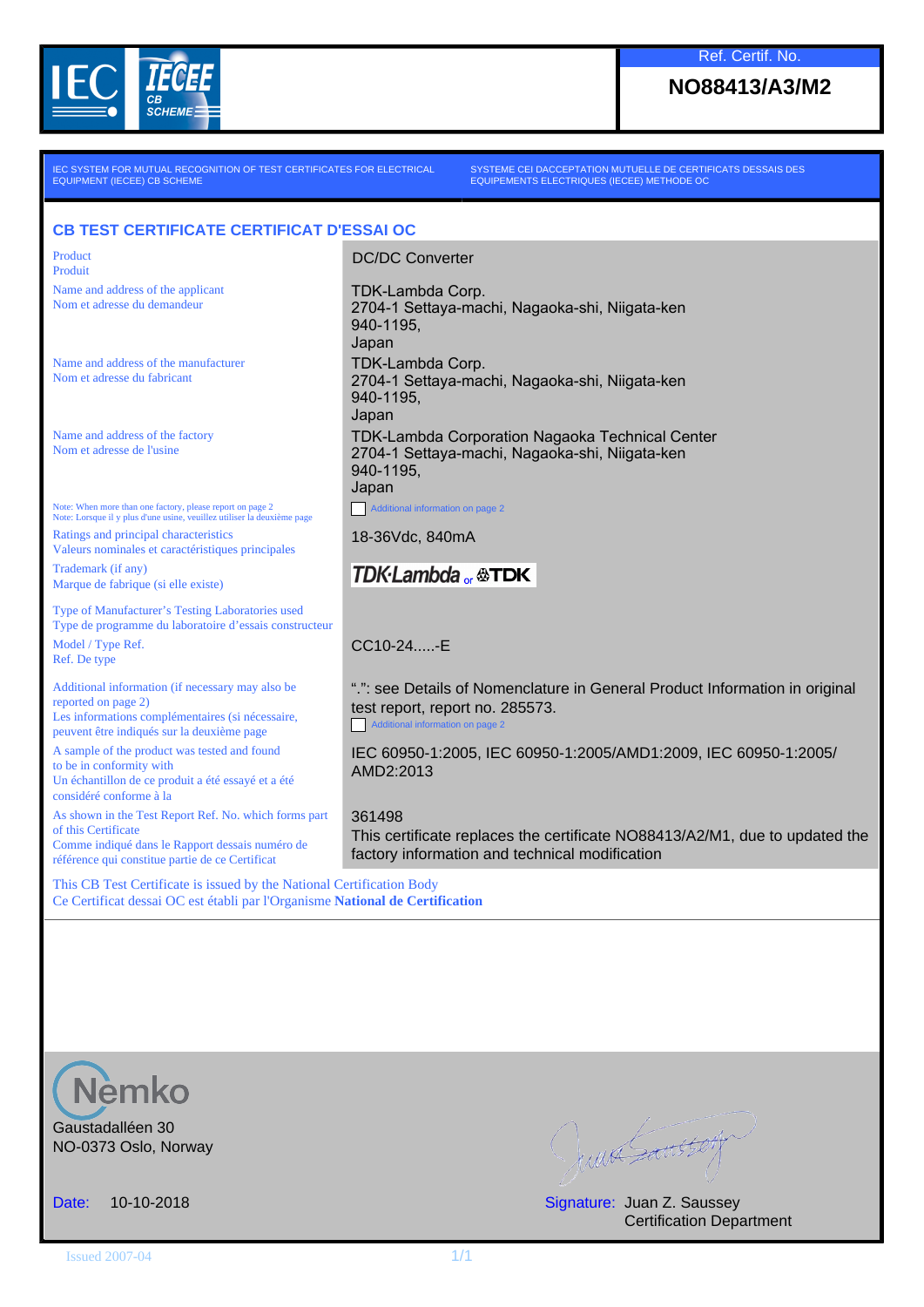IEC | IECEE CB SCHEME

Ref. Certif. No.

**NO88413/A3/M2**

IEC SYSTEM FOR MUTUAL RECOGNITION OF TEST CERTIFICATES FOR ELECTRICAL EQUIPMENT (IECEE) CB SCHEME

SYSTEME CEI DACCEPTATION MUTUELLE DE CERTIFICATS DESSAIS DES EQUIPEMENTS ELECTRIQUES (IECEE) METHODE OC

## CB TEST CERTIFICATE CERTIFICAT D'ESSAI OC

| | |
|---|---|
| Product<br>Produit | DC/DC Converter |
| Name and address of the applicant<br>Nom et adresse du demandeur | TDK-Lambda Corp.<br>2704-1 Settaya-machi, Nagaoka-shi, Niigata-ken<br>940-1195,<br>Japan |
| Name and address of the manufacturer<br>Nom et adresse du fabricant | TDK-Lambda Corp.<br>2704-1 Settaya-machi, Nagaoka-shi, Niigata-ken<br>940-1195,<br>Japan |
| Name and address of the factory<br>Nom et adresse de l'usine | TDK-Lambda Corporation Nagaoka Technical Center<br>2704-1 Settaya-machi, Nagaoka-shi, Niigata-ken<br>940-1195,<br>Japan |
| Note: When more than one factory, please report on page 2<br>Note: Lorsque il y plus d'une usine, veuillez utiliser la deuxième page | ☐ Additional information on page 2 |
| Ratings and principal characteristics<br>Valeurs nominales et caractéristiques principales | 18-36Vdc, 840mA |
| Trademark (if any)<br>Marque de fabrique (si elle existe) | TDK·Lambda or TDK |
| Type of Manufacturer's Testing Laboratories used<br>Type de programme du laboratoire d'essais constructeur | |
| Model / Type Ref.<br>Ref. De type | CC10-24.....-E |
| Additional information (if necessary may also be reported on page 2)<br>Les informations complémentaires (si nécessaire, peuvent être indiqués sur la deuxième page | ".": see Details of Nomenclature in General Product Information in original test report, report no. 285573.<br>☐ Additional information on page 2 |
| A sample of the product was tested and found to be in conformity with<br>Un échantillon de ce produit a été essayé et a été considéré conforme à la | IEC 60950-1:2005, IEC 60950-1:2005/AMD1:2009, IEC 60950-1:2005/AMD2:2013 |
| As shown in the Test Report Ref. No. which forms part of this Certificate<br>Comme indiqué dans le Rapport dessais numéro de référence qui constitue partie de ce Certificat | 361498<br>This certificate replaces the certificate NO88413/A2/M1, due to updated the factory information and technical modification |

This CB Test Certificate is issued by the National Certification Body
Ce Certificat dessai OC est établi par l'Organisme **National de Certification**

Nemko
Gaustadalléen 30
NO-0373 Oslo, Norway

Date: 10-10-2018

Signature: Juan Z. Saussey
Certification Department

Issued 2007-04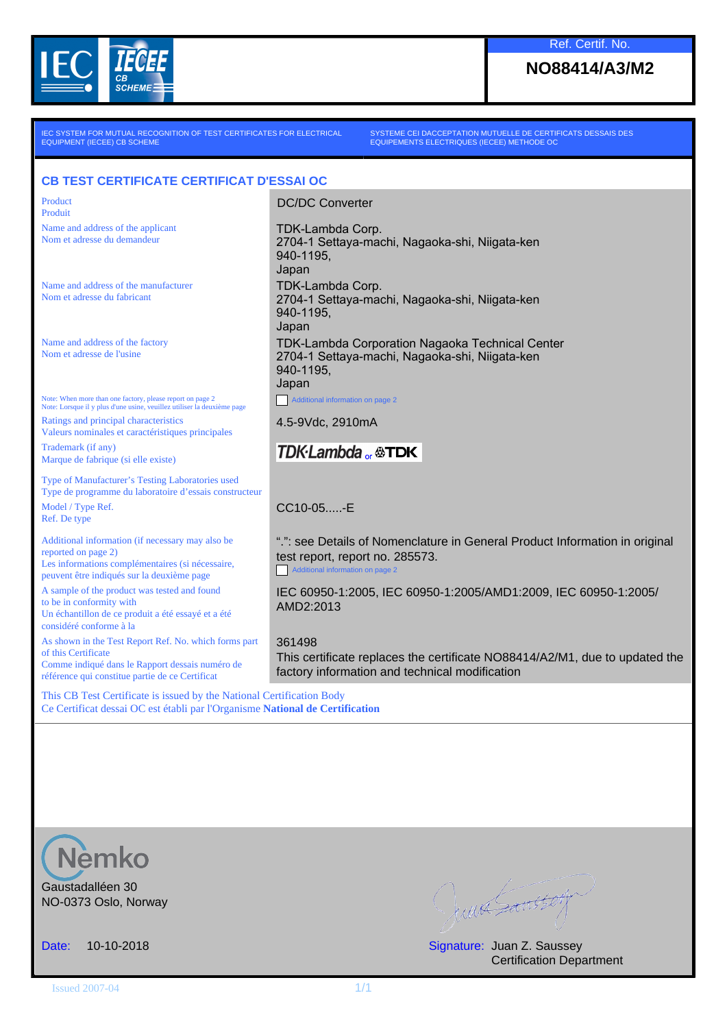Ref. Certif. No.

**NO88414/A3/M2**

IEC SYSTEM FOR MUTUAL RECOGNITION OF TEST CERTIFICATES FOR ELECTRICAL EQUIPMENT (IECEE) CB SCHEME

SYSTEME CEI DACCEPTATION MUTUELLE DE CERTIFICATS DESSAIS DES EQUIPEMENTS ELECTRIQUES (IECEE) METHODE OC

## CB TEST CERTIFICATE CERTIFICAT D'ESSAI OC

| | |
|---|---|
| Product<br>Produit | DC/DC Converter |
| Name and address of the applicant<br>Nom et adresse du demandeur | TDK-Lambda Corp.<br>2704-1 Settaya-machi, Nagaoka-shi, Niigata-ken<br>940-1195,<br>Japan |
| Name and address of the manufacturer<br>Nom et adresse du fabricant | TDK-Lambda Corp.<br>2704-1 Settaya-machi, Nagaoka-shi, Niigata-ken<br>940-1195,<br>Japan |
| Name and address of the factory<br>Nom et adresse de l'usine | TDK-Lambda Corporation Nagaoka Technical Center<br>2704-1 Settaya-machi, Nagaoka-shi, Niigata-ken<br>940-1195,<br>Japan |
| Note: When more than one factory, please report on page 2<br>Note: Lorsque il y plus d'une usine, veuillez utiliser la deuxième page | ☐ Additional information on page 2 |
| Ratings and principal characteristics<br>Valeurs nominales et caractéristiques principales | 4.5-9Vdc, 2910mA |
| Trademark (if any)<br>Marque de fabrique (si elle existe) | TDK·Lambda or TDK |
| Type of Manufacturer's Testing Laboratories used<br>Type de programme du laboratoire d'essais constructeur | |
| Model / Type Ref.<br>Ref. De type | CC10-05.....-E |
| Additional information (if necessary may also be reported on page 2)<br>Les informations complémentaires (si nécessaire, peuvent être indiqués sur la deuxième page | ".": see Details of Nomenclature in General Product Information in original test report, report no. 285573.<br>☐ Additional information on page 2 |
| A sample of the product was tested and found to be in conformity with<br>Un échantillon de ce produit a été essayé et a été considéré conforme à la | IEC 60950-1:2005, IEC 60950-1:2005/AMD1:2009, IEC 60950-1:2005/AMD2:2013 |
| As shown in the Test Report Ref. No. which forms part of this Certificate<br>Comme indiqué dans le Rapport dessais numéro de référence qui constitue partie de ce Certificat | 361498<br>This certificate replaces the certificate NO88414/A2/M1, due to updated the factory information and technical modification |

This CB Test Certificate is issued by the National Certification Body
Ce Certificat dessai OC est établi par l'Organisme **National de Certification**

Nemko
Gaustadalléen 30
NO-0373 Oslo, Norway

Date: 10-10-2018

Signature: Juan Z. Saussey
Certification Department

Issued 2007-04